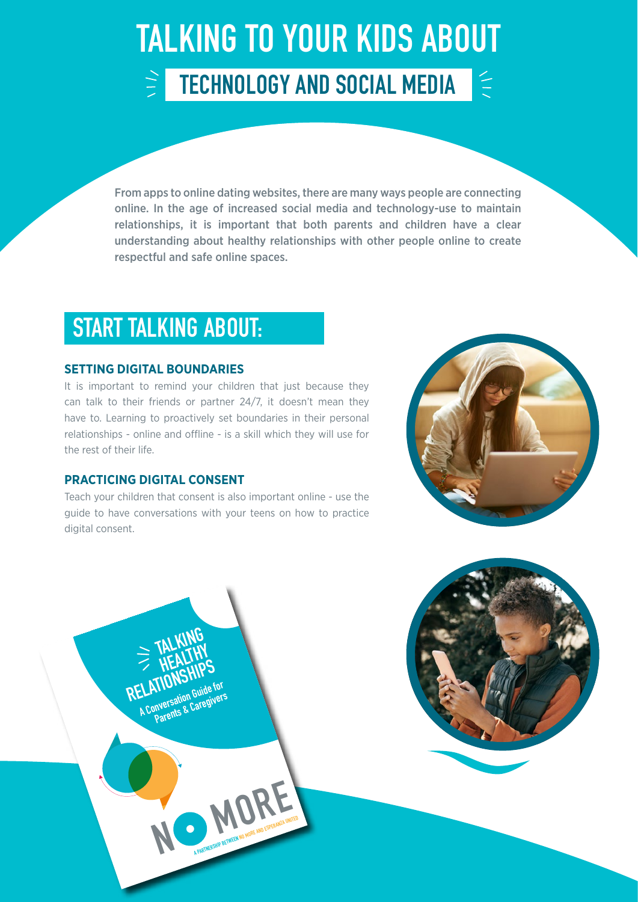# TALKING TO YOUR KIDS ABOUT

## TECHNOLOGY AND SOCIAL MEDIA

From apps to online dating websites, there are many ways people are connecting online. In the age of increased social media and technology-use to maintain relationships, it is important that both parents and children have a clear understanding about healthy relationships with other people online to create respectful and safe online spaces.

## START TALKING ABOUT:

### SETTING DIGITAL BOUNDARIES

It is important to remind your children that just because they can talk to their friends or partner 24/7, it doesn't mean they have to. Learning to proactively set boundaries in their personal relationships - online and offline - is a skill which they will use for the rest of their life.

### PRACTICING DIGITAL CONSENT

Teach your children that consent is also important online - use the guide to have conversations with your teens on how to practice digital consent.

TALKING HEALTHY RELATIONSHIPS
A Conversation Guide for Parents & Caregivers

NO MORE
A PARTNERSHIP BETWEEN NO MORE AND ESPERANZA UNITED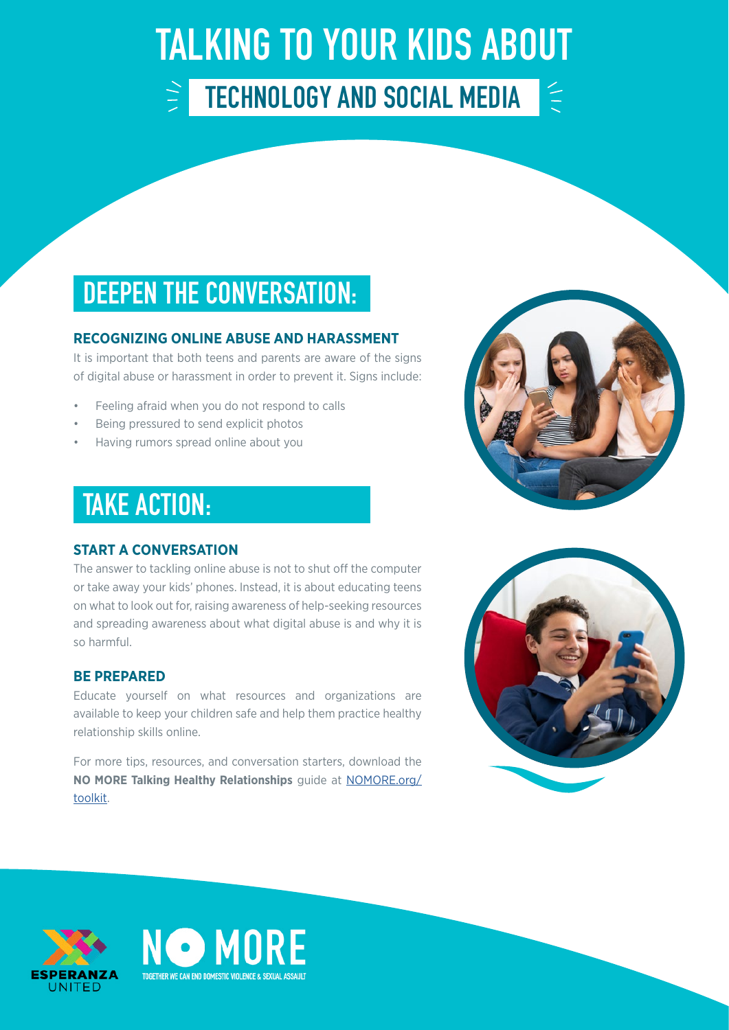# TALKING TO YOUR KIDS ABOUT

## TECHNOLOGY AND SOCIAL MEDIA

## DEEPEN THE CONVERSATION:

### RECOGNIZING ONLINE ABUSE AND HARASSMENT

It is important that both teens and parents are aware of the signs of digital abuse or harassment in order to prevent it. Signs include:

- Feeling afraid when you do not respond to calls
- Being pressured to send explicit photos
- Having rumors spread online about you

## TAKE ACTION:

### START A CONVERSATION

The answer to tackling online abuse is not to shut off the computer or take away your kids' phones. Instead, it is about educating teens on what to look out for, raising awareness of help-seeking resources and spreading awareness about what digital abuse is and why it is so harmful.

### BE PREPARED

Educate yourself on what resources and organizations are available to keep your children safe and help them practice healthy relationship skills online.

For more tips, resources, and conversation starters, download the **NO MORE Talking Healthy Relationships** guide at [NOMORE.org/toolkit](NOMORE.org/toolkit).

ESPERANZA UNITED

NO MORE

TOGETHER WE CAN END DOMESTIC VIOLENCE & SEXUAL ASSAULT